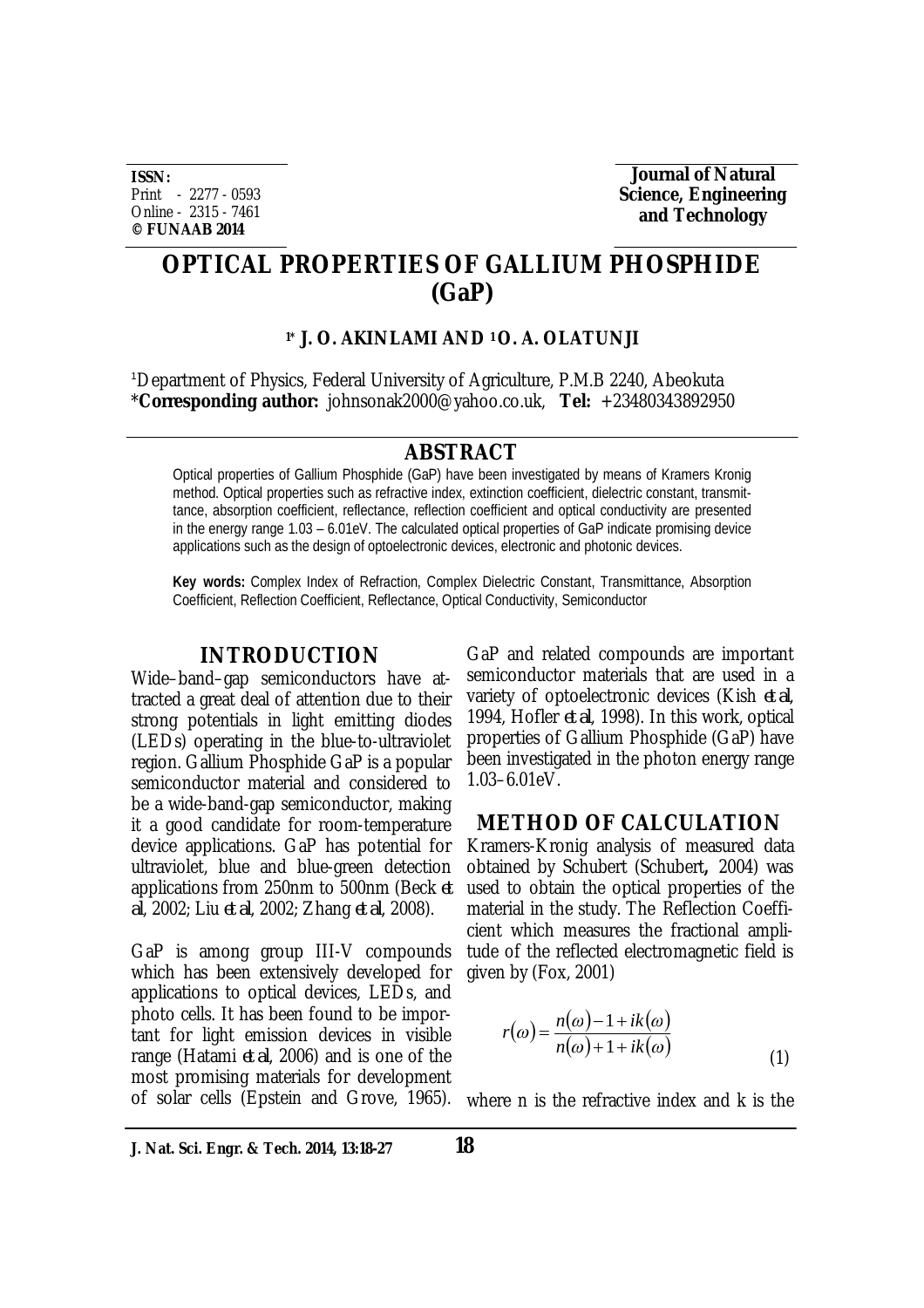**ISSN:**
Print - 2277 - 0593
Online - 2315 - 7461
**© FUNAAB 2014**

**Journal of Natural Science, Engineering and Technology**

# OPTICAL PROPERTIES OF GALLIUM PHOSPHIDE (GaP)

**[1*] J. O. AKINLAMI AND [1] O. A. OLATUNJI**

[1]Department of Physics, Federal University of Agriculture, P.M.B 2240, Abeokuta
***Corresponding author:** johnsonak2000@yahoo.co.uk, **Tel:** +23480343892950

## ABSTRACT

Optical properties of Gallium Phosphide (GaP) have been investigated by means of Kramers Kronig method. Optical properties such as refractive index, extinction coefficient, dielectric constant, transmittance, absorption coefficient, reflectance, reflection coefficient and optical conductivity are presented in the energy range 1.03 – 6.01eV. The calculated optical properties of GaP indicate promising device applications such as the design of optoelectronic devices, electronic and photonic devices.

**Key words:** Complex Index of Refraction, Complex Dielectric Constant, Transmittance, Absorption Coefficient, Reflection Coefficient, Reflectance, Optical Conductivity, Semiconductor

## INTRODUCTION

Wide–band–gap semiconductors have attracted a great deal of attention due to their strong potentials in light emitting diodes (LEDs) operating in the blue-to-ultraviolet region. Gallium Phosphide GaP is a popular semiconductor material and considered to be a wide-band-gap semiconductor, making it a good candidate for room-temperature device applications. GaP has potential for ultraviolet, blue and blue-green detection applications from 250nm to 500nm (Beck *et al*, 2002; Liu *et al*, 2002; Zhang *et al*, 2008).

GaP is among group III-V compounds which has been extensively developed for applications to optical devices, LEDs, and photo cells. It has been found to be important for light emission devices in visible range (Hatami *et al*, 2006) and is one of the most promising materials for development of solar cells (Epstein and Grove, 1965). GaP and related compounds are important semiconductor materials that are used in a variety of optoelectronic devices (Kish *et al*, 1994, Hofler *et al*, 1998). In this work, optical properties of Gallium Phosphide (GaP) have been investigated in the photon energy range 1.03–6.01eV.

## METHOD OF CALCULATION

Kramers-Kronig analysis of measured data obtained by Schubert (Schubert**,** 2004) was used to obtain the optical properties of the material in the study. The Reflection Coefficient which measures the fractional amplitude of the reflected electromagnetic field is given by (Fox, 2001)

$$r(\omega) = \frac{n(\omega) - 1 + ik(\omega)}{n(\omega) + 1 + ik(\omega)} \qquad (1)$$

where n is the refractive index and k is the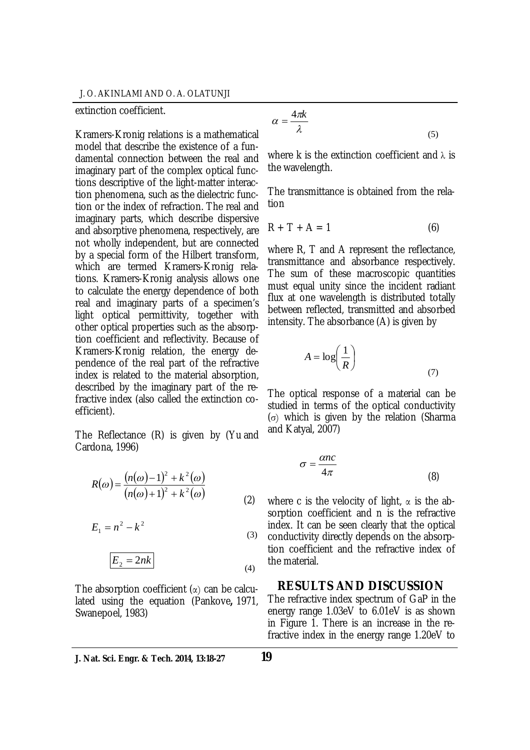extinction coefficient.

Kramers-Kronig relations is a mathematical model that describe the existence of a fundamental connection between the real and imaginary part of the complex optical functions descriptive of the light-matter interaction phenomena, such as the dielectric function or the index of refraction. The real and imaginary parts, which describe dispersive and absorptive phenomena, respectively, are not wholly independent, but are connected by a special form of the Hilbert transform, which are termed Kramers-Kronig relations. Kramers-Kronig analysis allows one to calculate the energy dependence of both real and imaginary parts of a specimen's light optical permittivity, together with other optical properties such as the absorption coefficient and reflectivity. Because of Kramers-Kronig relation, the energy dependence of the real part of the refractive index is related to the material absorption, described by the imaginary part of the refractive index (also called the extinction coefficient).

The Reflectance (R) is given by (Yu and Cardona, 1996)

$$R(\omega) = \frac{(n(\omega)-1)^2 + k^2(\omega)}{(n(\omega)+1)^2 + k^2(\omega)} \tag{2}$$

$$E_1 = n^2 - k^2 \tag{3}$$

$$\boxed{E_2 = 2nk} \tag{4}$$

The absorption coefficient ($\alpha$) can be calculated using the equation (Pankove, 1971, Swanepoel, 1983)

$$\alpha = \frac{4\pi k}{\lambda} \tag{5}$$

where k is the extinction coefficient and $\lambda$ is the wavelength.

The transmittance is obtained from the relation

$$R + T + A = 1 \tag{6}$$

where R, T and A represent the reflectance, transmittance and absorbance respectively. The sum of these macroscopic quantities must equal unity since the incident radiant flux at one wavelength is distributed totally between reflected, transmitted and absorbed intensity. The absorbance (A) is given by

$$A = \log\left(\frac{1}{R}\right) \tag{7}$$

The optical response of a material can be studied in terms of the optical conductivity ($\sigma$) which is given by the relation (Sharma and Katyal, 2007)

$$\sigma = \frac{\alpha n c}{4\pi} \tag{8}$$

where c is the velocity of light, $\alpha$ is the absorption coefficient and n is the refractive index. It can be seen clearly that the optical conductivity directly depends on the absorption coefficient and the refractive index of the material.

## RESULTS AND DISCUSSION

The refractive index spectrum of GaP in the energy range 1.03eV to 6.01eV is as shown in Figure 1. There is an increase in the refractive index in the energy range 1.20eV to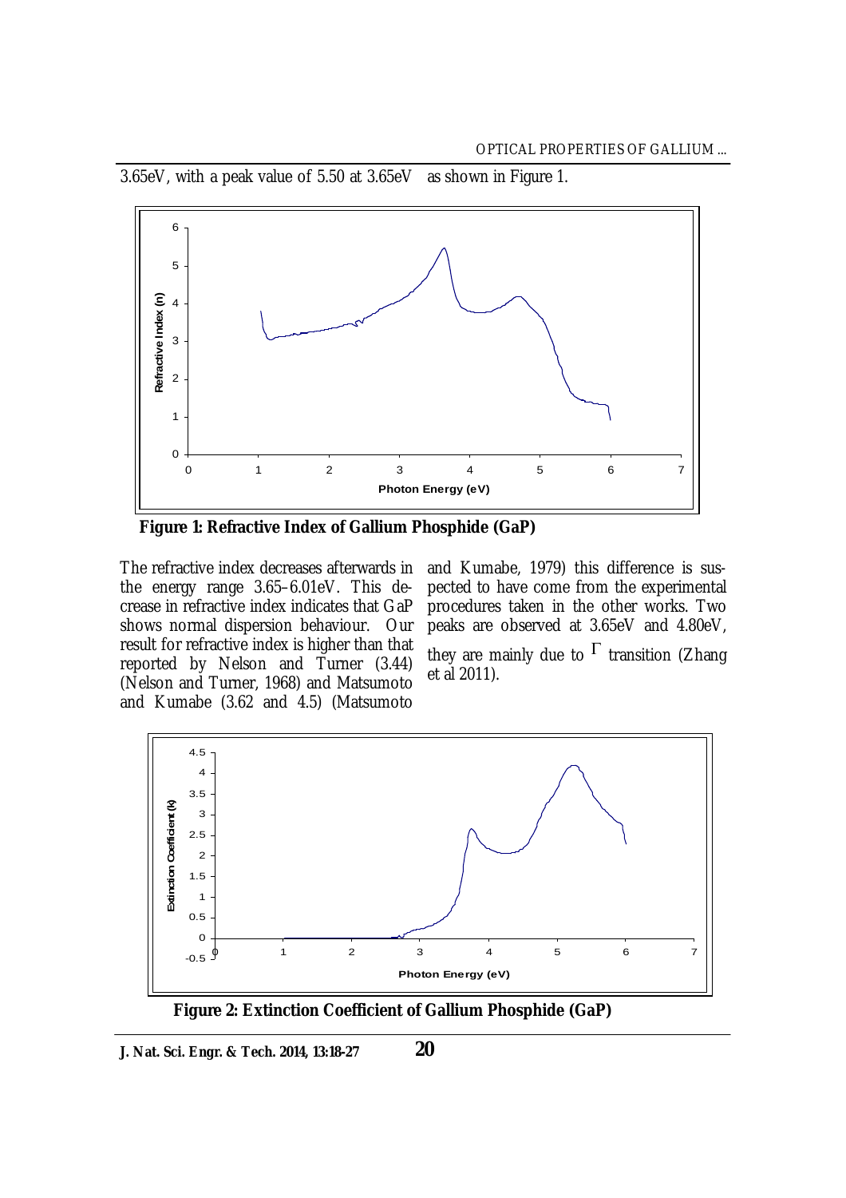3.65eV, with a peak value of 5.50 at 3.65eV as shown in Figure 1.

**Figure 1: Refractive Index of Gallium Phosphide (GaP)**

The refractive index decreases afterwards in the energy range 3.65–6.01eV. This decrease in refractive index indicates that GaP shows normal dispersion behaviour. Our result for refractive index is higher than that reported by Nelson and Turner (3.44) (Nelson and Turner, 1968) and Matsumoto and Kumabe (3.62 and 4.5) (Matsumoto and Kumabe, 1979) this difference is suspected to have come from the experimental procedures taken in the other works. Two peaks are observed at 3.65eV and 4.80eV, they are mainly due to $\Gamma$ transition (Zhang et al 2011).

**Figure 2: Extinction Coefficient of Gallium Phosphide (GaP)**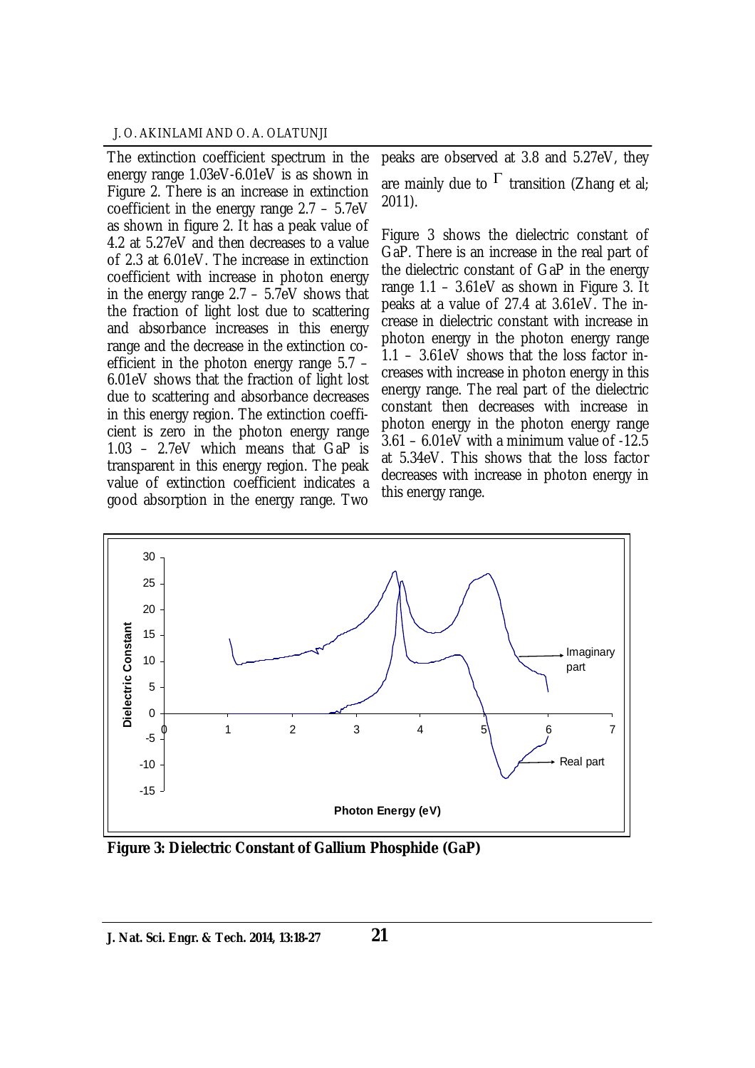The extinction coefficient spectrum in the energy range 1.03eV-6.01eV is as shown in Figure 2. There is an increase in extinction coefficient in the energy range 2.7 – 5.7eV as shown in figure 2. It has a peak value of 4.2 at 5.27eV and then decreases to a value of 2.3 at 6.01eV. The increase in extinction coefficient with increase in photon energy in the energy range 2.7 – 5.7eV shows that the fraction of light lost due to scattering and absorbance increases in this energy range and the decrease in the extinction coefficient in the photon energy range 5.7 – 6.01eV shows that the fraction of light lost due to scattering and absorbance decreases in this energy region. The extinction coefficient is zero in the photon energy range 1.03 – 2.7eV which means that GaP is transparent in this energy region. The peak value of extinction coefficient indicates a good absorption in the energy range. Two peaks are observed at 3.8 and 5.27eV, they are mainly due to $\Gamma$ transition (Zhang et al; 2011).

Figure 3 shows the dielectric constant of GaP. There is an increase in the real part of the dielectric constant of GaP in the energy range 1.1 – 3.61eV as shown in Figure 3. It peaks at a value of 27.4 at 3.61eV. The increase in dielectric constant with increase in photon energy in the photon energy range 1.1 – 3.61eV shows that the loss factor increases with increase in photon energy in this energy range. The real part of the dielectric constant then decreases with increase in photon energy in the photon energy range 3.61 – 6.01eV with a minimum value of -12.5 at 5.34eV. This shows that the loss factor decreases with increase in photon energy in this energy range.

**Figure 3: Dielectric Constant of Gallium Phosphide (GaP)**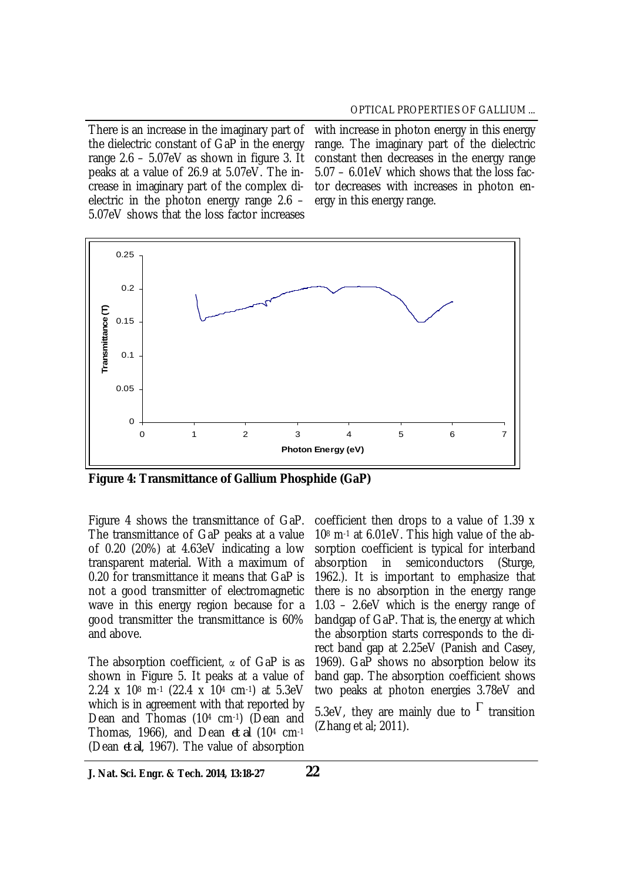There is an increase in the imaginary part of the dielectric constant of GaP in the energy range 2.6 – 5.07eV as shown in figure 3. It peaks at a value of 26.9 at 5.07eV. The increase in imaginary part of the complex dielectric in the photon energy range 2.6 – 5.07eV shows that the loss factor increases with increase in photon energy in this energy range. The imaginary part of the dielectric constant then decreases in the energy range 5.07 – 6.01eV which shows that the loss factor decreases with increases in photon energy in this energy range.

**Figure 4: Transmittance of Gallium Phosphide (GaP)**

Figure 4 shows the transmittance of GaP. The transmittance of GaP peaks at a value of 0.20 (20%) at 4.63eV indicating a low transparent material. With a maximum of 0.20 for transmittance it means that GaP is not a good transmitter of electromagnetic wave in this energy region because for a good transmitter the transmittance is 60% and above.

The absorption coefficient, $\alpha$ of GaP is as shown in Figure 5. It peaks at a value of $2.24 \times 10^8$ $m^{-1}$ ($22.4 \times 10^4$ $cm^{-1}$) at 5.3eV which is in agreement with that reported by Dean and Thomas ($10^4$ $cm^{-1}$) (Dean and Thomas, 1966), and Dean *et al* ($10^4$ $cm^{-1}$ (Dean *et al*, 1967). The value of absorption coefficient then drops to a value of $1.39 \times 10^8$ $m^{-1}$ at 6.01eV. This high value of the absorption coefficient is typical for interband absorption in semiconductors (Sturge, 1962.). It is important to emphasize that there is no absorption in the energy range 1.03 – 2.6eV which is the energy range of bandgap of GaP. That is, the energy at which the absorption starts corresponds to the direct band gap at 2.25eV (Panish and Casey, 1969). GaP shows no absorption below its band gap. The absorption coefficient shows two peaks at photon energies 3.78eV and 5.3eV, they are mainly due to $\Gamma$ transition (Zhang et al; 2011).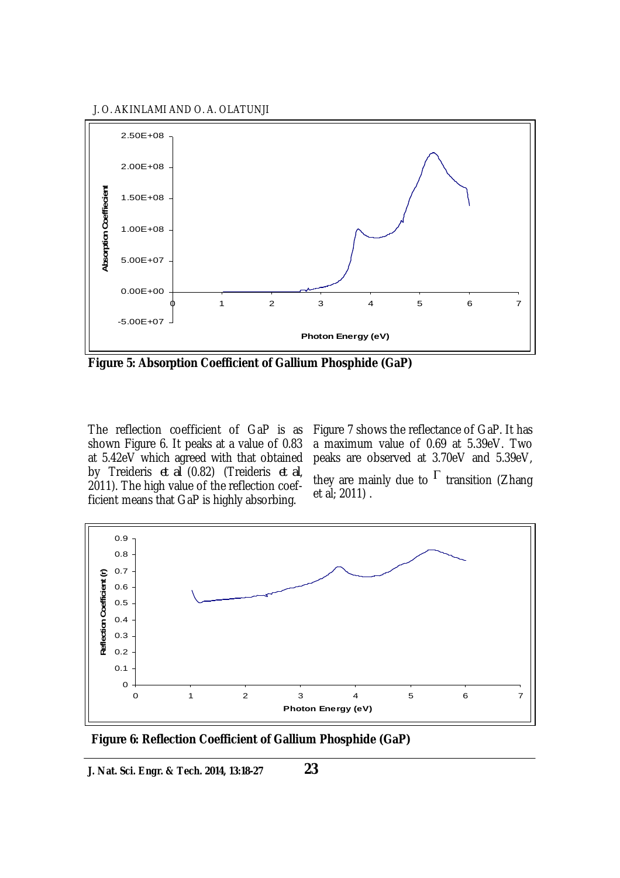**Figure 5: Absorption Coefficient of Gallium Phosphide (GaP)**

The reflection coefficient of GaP is as shown Figure 6. It peaks at a value of 0.83 at 5.42eV which agreed with that obtained by Treideris *et al* (0.82) (Treideris *et al*, 2011). The high value of the reflection coefficient means that GaP is highly absorbing.

Figure 7 shows the reflectance of GaP. It has a maximum value of 0.69 at 5.39eV. Two peaks are observed at 3.70eV and 5.39eV, they are mainly due to $\Gamma$ transition (Zhang et al; 2011) .

**Figure 6: Reflection Coefficient of Gallium Phosphide (GaP)**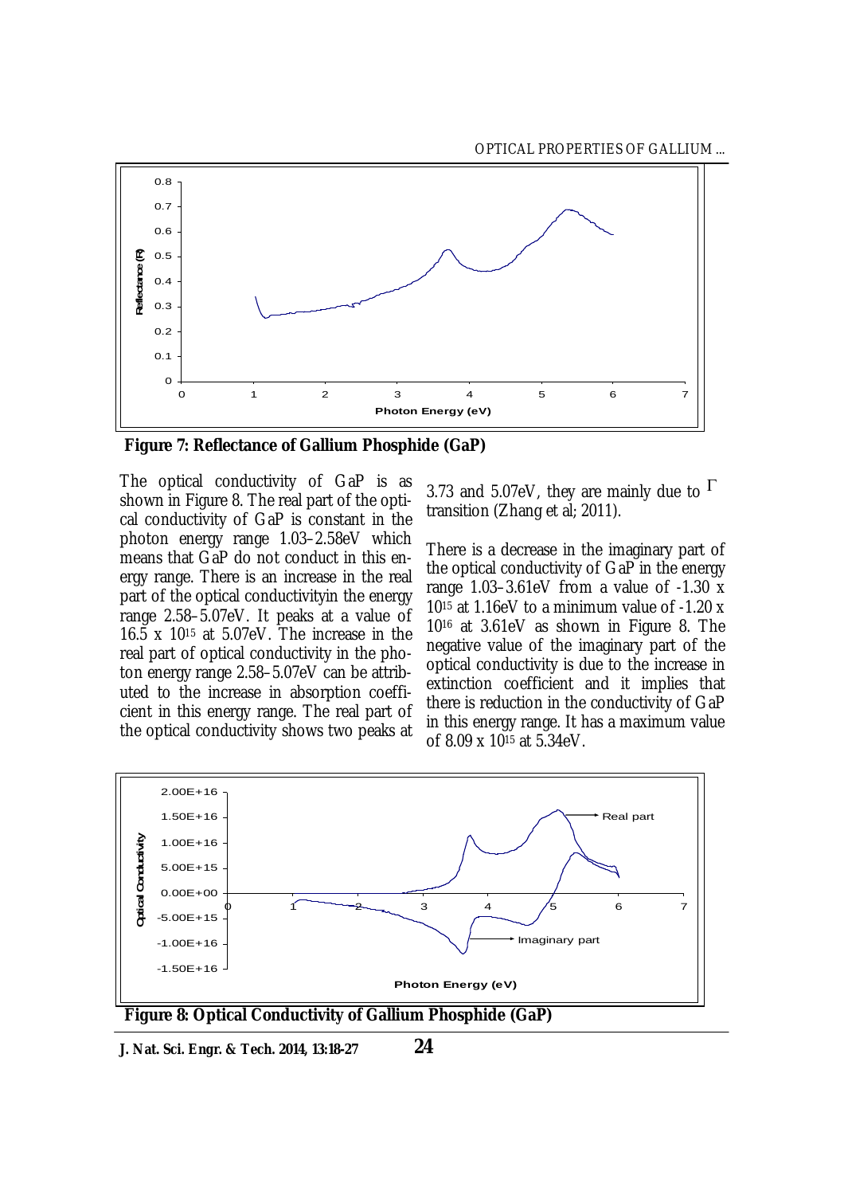**Figure 7: Reflectance of Gallium Phosphide (GaP)**

The optical conductivity of GaP is as shown in Figure 8. The real part of the optical conductivity of GaP is constant in the photon energy range 1.03–2.58eV which means that GaP do not conduct in this energy range. There is an increase in the real part of the optical conductivityin the energy range 2.58–5.07eV. It peaks at a value of 16.5 x $10^{15}$ at 5.07eV. The increase in the real part of optical conductivity in the photon energy range 2.58–5.07eV can be attributed to the increase in absorption coefficient in this energy range. The real part of the optical conductivity shows two peaks at 3.73 and 5.07eV, they are mainly due to $\Gamma$ transition (Zhang et al; 2011).

There is a decrease in the imaginary part of the optical conductivity of GaP in the energy range 1.03–3.61eV from a value of -1.30 x $10^{15}$ at 1.16eV to a minimum value of -1.20 x $10^{16}$ at 3.61eV as shown in Figure 8. The negative value of the imaginary part of the optical conductivity is due to the increase in extinction coefficient and it implies that there is reduction in the conductivity of GaP in this energy range. It has a maximum value of 8.09 x $10^{15}$ at 5.34eV.

**Figure 8: Optical Conductivity of Gallium Phosphide (GaP)**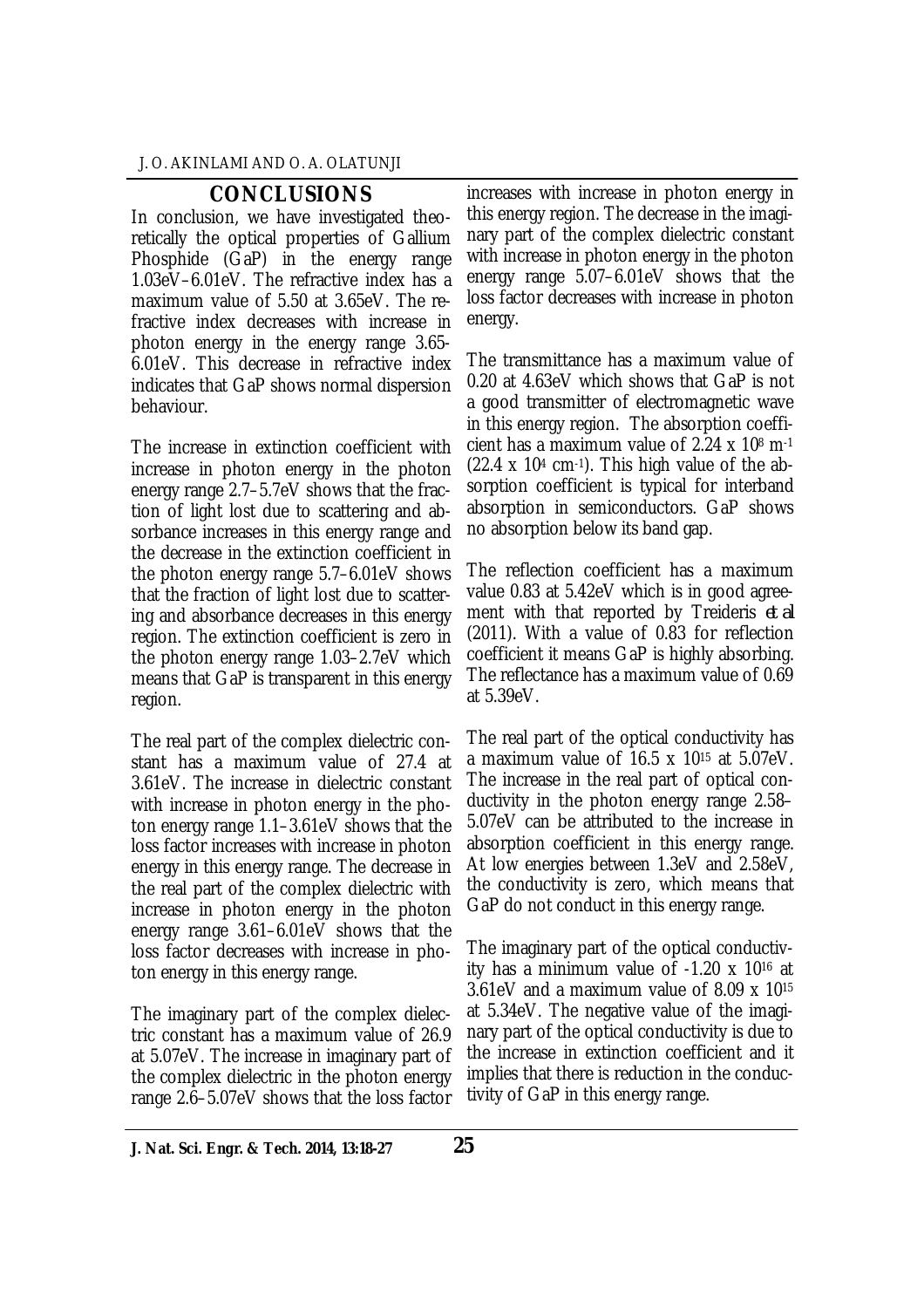## CONCLUSIONS

In conclusion, we have investigated theoretically the optical properties of Gallium Phosphide (GaP) in the energy range 1.03eV–6.01eV. The refractive index has a maximum value of 5.50 at 3.65eV. The refractive index decreases with increase in photon energy in the energy range 3.65-6.01eV. This decrease in refractive index indicates that GaP shows normal dispersion behaviour.

The increase in extinction coefficient with increase in photon energy in the photon energy range 2.7–5.7eV shows that the fraction of light lost due to scattering and absorbance increases in this energy range and the decrease in the extinction coefficient in the photon energy range 5.7–6.01eV shows that the fraction of light lost due to scattering and absorbance decreases in this energy region. The extinction coefficient is zero in the photon energy range 1.03–2.7eV which means that GaP is transparent in this energy region.

The real part of the complex dielectric constant has a maximum value of 27.4 at 3.61eV. The increase in dielectric constant with increase in photon energy in the photon energy range 1.1–3.61eV shows that the loss factor increases with increase in photon energy in this energy range. The decrease in the real part of the complex dielectric with increase in photon energy in the photon energy range 3.61–6.01eV shows that the loss factor decreases with increase in photon energy in this energy range.

The imaginary part of the complex dielectric constant has a maximum value of 26.9 at 5.07eV. The increase in imaginary part of the complex dielectric in the photon energy range 2.6–5.07eV shows that the loss factor increases with increase in photon energy in this energy region. The decrease in the imaginary part of the complex dielectric constant with increase in photon energy in the photon energy range 5.07–6.01eV shows that the loss factor decreases with increase in photon energy.

The transmittance has a maximum value of 0.20 at 4.63eV which shows that GaP is not a good transmitter of electromagnetic wave in this energy region. The absorption coefficient has a maximum value of $2.24 \times 10^{8}$ m$^{-1}$ ($22.4 \times 10^{4}$ cm$^{-1}$). This high value of the absorption coefficient is typical for interband absorption in semiconductors. GaP shows no absorption below its band gap.

The reflection coefficient has a maximum value 0.83 at 5.42eV which is in good agreement with that reported by Treideris *et al* (2011). With a value of 0.83 for reflection coefficient it means GaP is highly absorbing. The reflectance has a maximum value of 0.69 at 5.39eV.

The real part of the optical conductivity has a maximum value of $16.5 \times 10^{15}$ at 5.07eV. The increase in the real part of optical conductivity in the photon energy range 2.58–5.07eV can be attributed to the increase in absorption coefficient in this energy range. At low energies between 1.3eV and 2.58eV, the conductivity is zero, which means that GaP do not conduct in this energy range.

The imaginary part of the optical conductivity has a minimum value of $-1.20 \times 10^{16}$ at 3.61eV and a maximum value of $8.09 \times 10^{15}$ at 5.34eV. The negative value of the imaginary part of the optical conductivity is due to the increase in extinction coefficient and it implies that there is reduction in the conductivity of GaP in this energy range.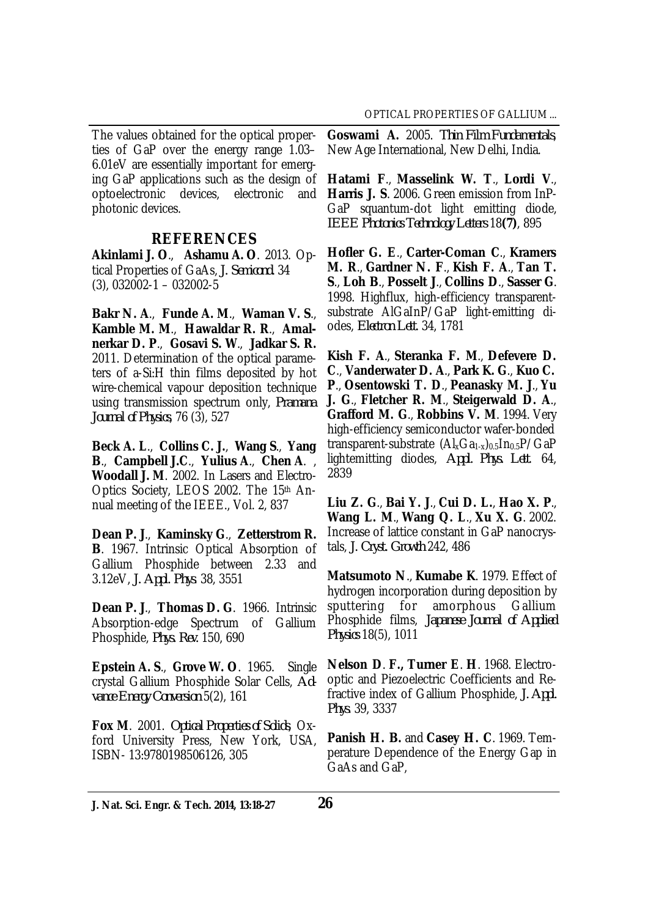The values obtained for the optical properties of GaP over the energy range 1.03–6.01eV are essentially important for emerging GaP applications such as the design of optoelectronic devices, electronic and photonic devices.

## REFERENCES

**Akinlami J. O**., **Ashamu A. O**. 2013. Optical Properties of GaAs, *J. Semicond.* 34 (3), 032002-1 – 032002-5

**Bakr N. A**., **Funde A. M**., **Waman V. S**., **Kamble M. M**., **Hawaldar R. R**., **Amalnerkar D. P**., **Gosavi S. W**., **Jadkar S. R.** 2011. Determination of the optical parameters of a-Si:H thin films deposited by hot wire-chemical vapour deposition technique using transmission spectrum only, *Pramana Journal of Physics*, 76 (3), 527

**Beck A. L**., **Collins C. J.**, **Wang S**., **Yang B**., **Campbell J.C**., **Yulius A**., **Chen A**. , **Woodall J. M**. 2002. In Lasers and Electro-Optics Society, LEOS 2002. The 15th Annual meeting of the IEEE., Vol. 2, 837

**Dean P. J**., **Kaminsky G**., **Zetterstrom R. B**. 1967. Intrinsic Optical Absorption of Gallium Phosphide between 2.33 and 3.12eV, *J. Appl. Phys.* 38, 3551

**Dean P. J**., **Thomas D. G**. 1966. Intrinsic Absorption-edge Spectrum of Gallium Phosphide, *Phys. Rev.* 150, 690

**Epstein A. S**., **Grove W. O**. 1965. Single crystal Gallium Phosphide Solar Cells, *Advance Energy Conversion* 5(2), 161

**Fox M**. 2001. *Optical Properties of Solids*, Oxford University Press, New York, USA, ISBN- 13:9780198506126, 305

**Goswami A.** 2005. *Thin Film Fundamentals*, New Age International, New Delhi, India.

**Hatami F**., **Masselink W. T**., **Lordi V**., **Harris J. S**. 2006. Green emission from InP-GaP squantum-dot light emitting diode, *IEEE Photonics Technology Letters* 18**(7)**, 895

**Hofler G. E**., **Carter-Coman C**., **Kramers M. R**., **Gardner N. F**., **Kish F. A**., **Tan T. S**., **Loh B**., **Posselt J**., **Collins D**., **Sasser G**. 1998. Highflux, high-efficiency transparent-substrate AlGaInP/GaP light-emitting diodes, *Electron Lett.* 34, 1781

**Kish F. A**., **Steranka F. M**., **Defevere D. C**., **Vanderwater D. A**., **Park K. G**., **Kuo C. P**., **Osentowski T. D**., **Peanasky M. J**., **Yu J. G**., **Fletcher R. M**., **Steigerwald D. A**., **Grafford M. G**., **Robbins V. M**. 1994. Very high-efficiency semiconductor wafer-bonded transparent-substrate $(Al_xGa_{1-x})_{0.5}In_{0.5}P/GaP$ lightemitting diodes, *Appl. Phys. Lett.* 64, 2839

**Liu Z. G**., **Bai Y. J**., **Cui D. L.**, **Hao X. P**., **Wang L. M**., **Wang Q. L**., **Xu X. G**. 2002. Increase of lattice constant in GaP nanocrystals, *J. Cryst. Growth* 242, 486

**Matsumoto N**., **Kumabe K**. 1979. Effect of hydrogen incorporation during deposition by sputtering for amorphous Gallium Phosphide films, *Japanese Journal of Applied Physics* 18(5), 1011

**Nelson D**. **F., Turner E**. **H**. 1968. Electro-optic and Piezoelectric Coefficients and Refractive index of Gallium Phosphide, *J. Appl. Phys.* 39, 3337

**Panish H. B.** and **Casey H. C**. 1969. Temperature Dependence of the Energy Gap in GaAs and GaP,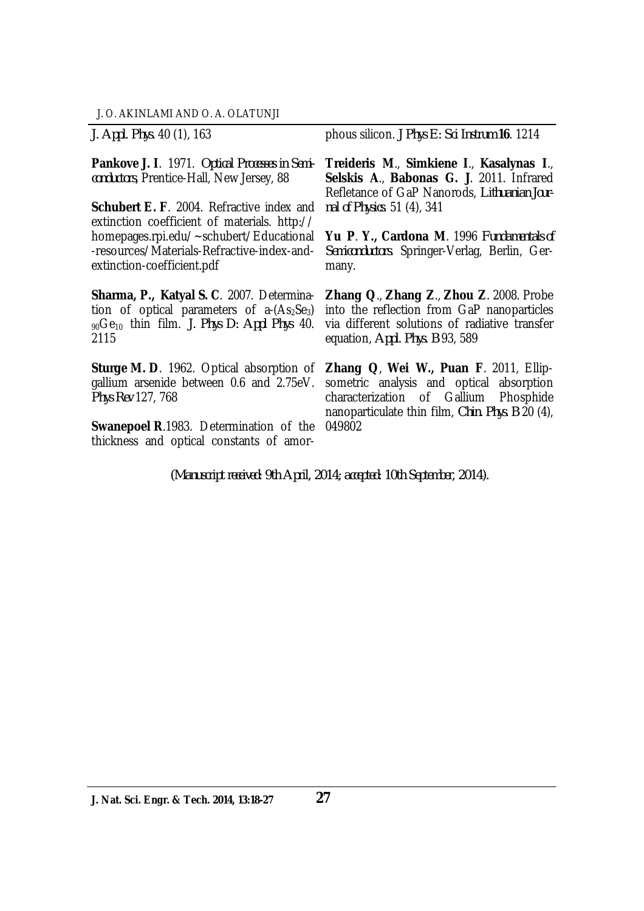*J. Appl. Phys.* 40 (1), 163

**Pankove J. I**. 1971. *Optical Processes in Semiconductors*, Prentice-Hall, New Jersey, 88

**Schubert E. F**. 2004. Refractive index and extinction coefficient of materials. http://homepages.rpi.edu/~schubert/Educational-resources/Materials-Refractive-index-and-extinction-coefficient.pdf

**Sharma, P., Katyal S. C**. 2007. Determination of optical parameters of a-$(As_2Se_3)_{90}Ge_{10}$ thin film. *J. Phys D: Appl Phys* 40. 2115

**Sturge M. D**. 1962. Optical absorption of gallium arsenide between 0.6 and 2.75eV. *Phys Rev* 127, 768

**Swanepoel R**.1983. Determination of the thickness and optical constants of amorphous silicon. *J Phys E: Sci Instrum* **16**. 1214

**Treideris M**., **Simkiene I**., **Kasalynas I**., **Selskis A**., **Babonas G. J**. 2011. Infrared Refletance of GaP Nanorods, *Lithuanian Journal of Physics* 51 (4), 341

**Yu P**. **Y., Cardona M**. 1996 *Fundamentals of Semiconductors*. Springer-Verlag, Berlin, Germany.

**Zhang Q**., **Zhang Z**., **Zhou Z**. 2008. Probe into the reflection from GaP nanoparticles via different solutions of radiative transfer equation, *Appl. Phys. B* 93, 589

**Zhang Q**, **Wei W., Puan F**. 2011, Ellipsometric analysis and optical absorption characterization of Gallium Phosphide nanoparticulate thin film, *Chin. Phys. B* 20 (4), 049802

*(Manuscript received: 9th April, 2014; accepted: 10th September, 2014).*